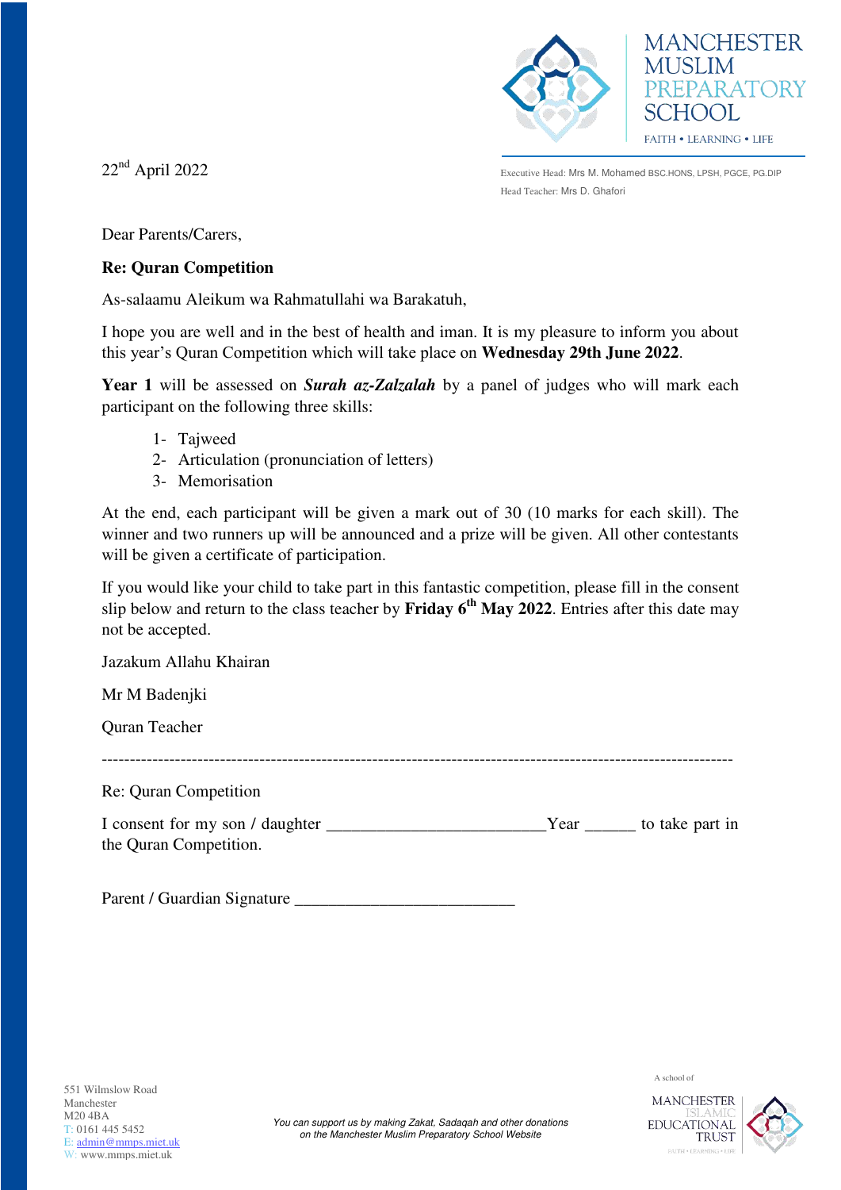MANCHESTER MUSLIM PREPARATORY SCHOOL

FAITH • LEARNING • LIFE

22nd April 2022

Executive Head: Mrs M. Mohamed BSC.HONS, LPSH, PGCE, PG.DIP
Head Teacher: Mrs D. Ghafori

Dear Parents/Carers,

**Re: Quran Competition**

As-salaamu Aleikum wa Rahmatullahi wa Barakatuh,

I hope you are well and in the best of health and iman. It is my pleasure to inform you about this year's Quran Competition which will take place on **Wednesday 29th June 2022**.

**Year 1** will be assessed on ***Surah az-Zalzalah*** by a panel of judges who will mark each participant on the following three skills:

1- Tajweed
2- Articulation (pronunciation of letters)
3- Memorisation

At the end, each participant will be given a mark out of 30 (10 marks for each skill). The winner and two runners up will be announced and a prize will be given. All other contestants will be given a certificate of participation.

If you would like your child to take part in this fantastic competition, please fill in the consent slip below and return to the class teacher by **Friday 6th May 2022**. Entries after this date may not be accepted.

Jazakum Allahu Khairan

Mr M Badenjki

Quran Teacher

---

Re: Quran Competition

I consent for my son / daughter _________________________ Year ______ to take part in the Quran Competition.

Parent / Guardian Signature _________________________

551 Wilmslow Road
Manchester
M20 4BA
T: 0161 445 5452
E: admin@mmps.miet.uk
W: www.mmps.miet.uk

*You can support us by making Zakat, Sadaqah and other donations on the Manchester Muslim Preparatory School Website*

A school of MANCHESTER ISLAMIC EDUCATIONAL TRUST

FAITH • LEARNING • LIFE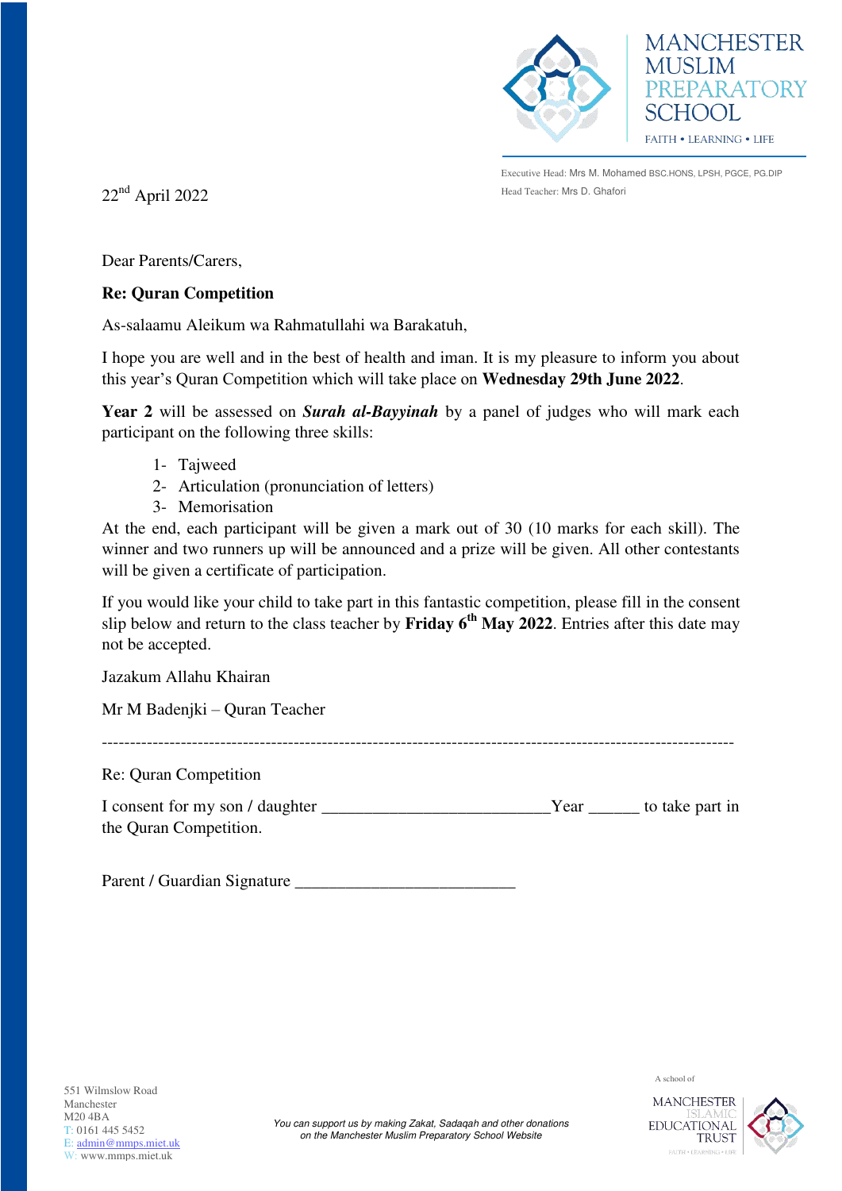MANCHESTER MUSLIM PREPARATORY SCHOOL

FAITH • LEARNING • LIFE

Executive Head: Mrs M. Mohamed BSC.HONS, LPSH, PGCE, PG.DIP
Head Teacher: Mrs D. Ghafori

22nd April 2022

Dear Parents/Carers,

**Re: Quran Competition**

As-salaamu Aleikum wa Rahmatullahi wa Barakatuh,

I hope you are well and in the best of health and iman. It is my pleasure to inform you about this year's Quran Competition which will take place on **Wednesday 29th June 2022**.

**Year 2** will be assessed on ***Surah al-Bayyinah*** by a panel of judges who will mark each participant on the following three skills:

1- Tajweed
2- Articulation (pronunciation of letters)
3- Memorisation

At the end, each participant will be given a mark out of 30 (10 marks for each skill). The winner and two runners up will be announced and a prize will be given. All other contestants will be given a certificate of participation.

If you would like your child to take part in this fantastic competition, please fill in the consent slip below and return to the class teacher by **Friday 6th May 2022**. Entries after this date may not be accepted.

Jazakum Allahu Khairan

Mr M Badenjki – Quran Teacher

---

Re: Quran Competition

I consent for my son / daughter ___________________________Year ______ to take part in the Quran Competition.

Parent / Guardian Signature __________________________

551 Wilmslow Road
Manchester
M20 4BA
T: 0161 445 5452
E: admin@mmps.miet.uk
W: www.mmps.miet.uk

*You can support us by making Zakat, Sadaqah and other donations on the Manchester Muslim Preparatory School Website*

A school of MANCHESTER ISLAMIC EDUCATIONAL TRUST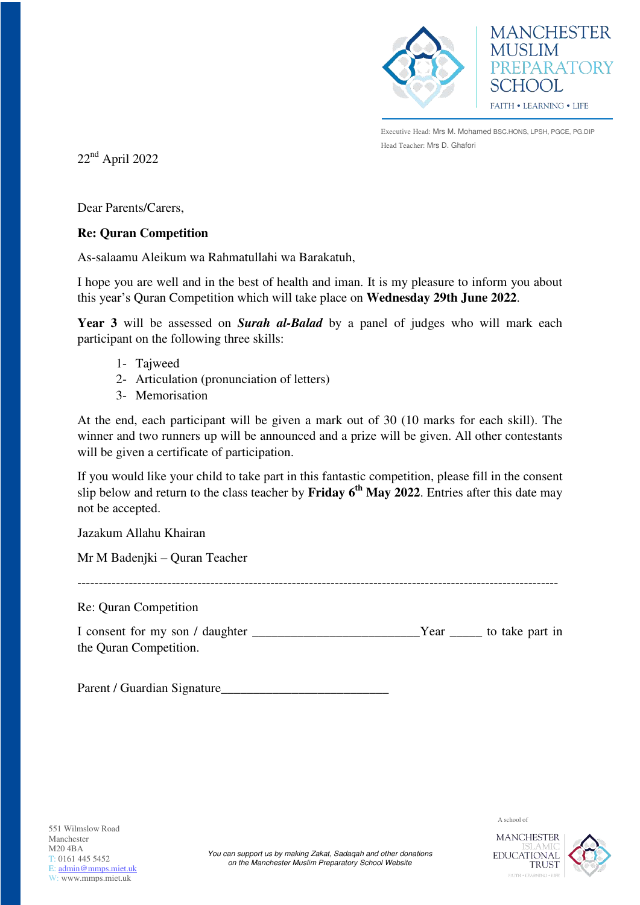MANCHESTER MUSLIM PREPARATORY SCHOOL

FAITH • LEARNING • LIFE

Executive Head: Mrs M. Mohamed BSC.HONS, LPSH, PGCE, PG.DIP

Head Teacher: Mrs D. Ghafori

22nd April 2022

Dear Parents/Carers,

**Re: Quran Competition**

As-salaamu Aleikum wa Rahmatullahi wa Barakatuh,

I hope you are well and in the best of health and iman. It is my pleasure to inform you about this year's Quran Competition which will take place on **Wednesday 29th June 2022**.

**Year 3** will be assessed on ***Surah al-Balad*** by a panel of judges who will mark each participant on the following three skills:

1- Tajweed
2- Articulation (pronunciation of letters)
3- Memorisation

At the end, each participant will be given a mark out of 30 (10 marks for each skill). The winner and two runners up will be announced and a prize will be given. All other contestants will be given a certificate of participation.

If you would like your child to take part in this fantastic competition, please fill in the consent slip below and return to the class teacher by **Friday 6th May 2022**. Entries after this date may not be accepted.

Jazakum Allahu Khairan

Mr M Badenjki – Quran Teacher

---

Re: Quran Competition

I consent for my son / daughter ___________________________Year _____ to take part in the Quran Competition.

Parent / Guardian Signature__________________________

551 Wilmslow Road
Manchester
M20 4BA
T: 0161 445 5452
E: admin@mmps.miet.uk
W: www.mmps.miet.uk

*You can support us by making Zakat, Sadaqah and other donations on the Manchester Muslim Preparatory School Website*

A school of MANCHESTER ISLAMIC EDUCATIONAL TRUST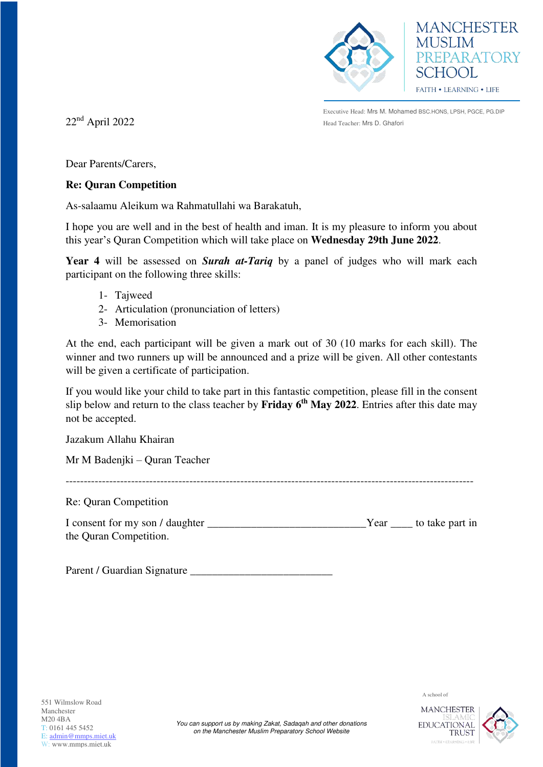MANCHESTER MUSLIM PREPARATORY SCHOOL

FAITH • LEARNING • LIFE

Executive Head: Mrs M. Mohamed BSC.HONS, LPSH, PGCE, PG.DIP
Head Teacher: Mrs D. Ghafori

22nd April 2022

Dear Parents/Carers,

**Re: Quran Competition**

As-salaamu Aleikum wa Rahmatullahi wa Barakatuh,

I hope you are well and in the best of health and iman. It is my pleasure to inform you about this year's Quran Competition which will take place on **Wednesday 29th June 2022**.

**Year 4** will be assessed on ***Surah at-Tariq*** by a panel of judges who will mark each participant on the following three skills:

1. Tajweed
2. Articulation (pronunciation of letters)
3. Memorisation

At the end, each participant will be given a mark out of 30 (10 marks for each skill). The winner and two runners up will be announced and a prize will be given. All other contestants will be given a certificate of participation.

If you would like your child to take part in this fantastic competition, please fill in the consent slip below and return to the class teacher by **Friday 6th May 2022**. Entries after this date may not be accepted.

Jazakum Allahu Khairan

Mr M Badenjki – Quran Teacher

---

Re: Quran Competition

I consent for my son / daughter \_\_\_\_\_\_\_\_\_\_\_\_\_\_\_\_\_\_\_\_\_\_\_\_\_\_\_\_\_\_ Year \_\_\_\_ to take part in the Quran Competition.

Parent / Guardian Signature \_\_\_\_\_\_\_\_\_\_\_\_\_\_\_\_\_\_\_\_\_\_\_\_\_\_

551 Wilmslow Road
Manchester
M20 4BA
T: 0161 445 5452
E: admin@mmps.miet.uk
W: www.mmps.miet.uk

*You can support us by making Zakat, Sadaqah and other donations on the Manchester Muslim Preparatory School Website*

A school of
MANCHESTER ISLAMIC EDUCATIONAL TRUST
FAITH • LEARNING • LIFE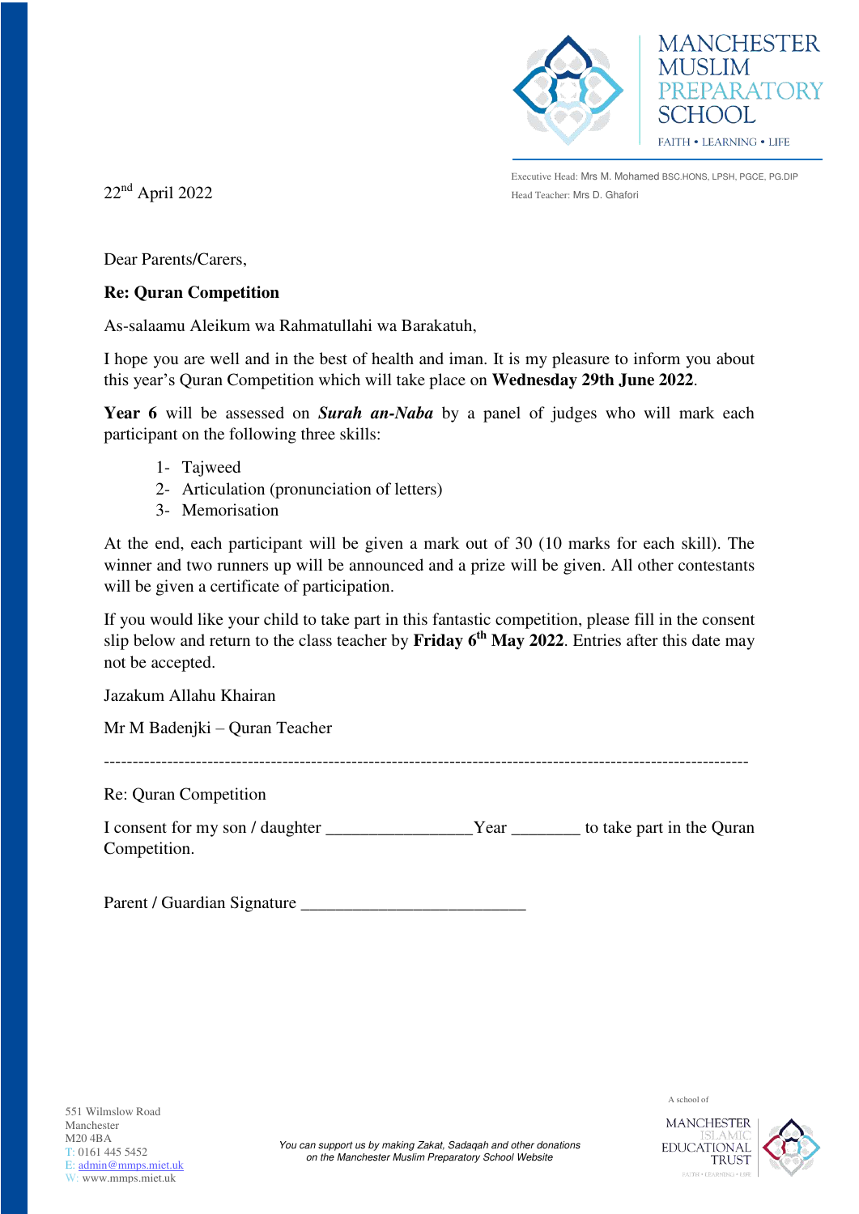MANCHESTER MUSLIM PREPARATORY SCHOOL

FAITH • LEARNING • LIFE

Executive Head: Mrs M. Mohamed BSC.HONS, LPSH, PGCE, PG.DIP
Head Teacher: Mrs D. Ghafori

22nd April 2022

Dear Parents/Carers,

**Re: Quran Competition**

As-salaamu Aleikum wa Rahmatullahi wa Barakatuh,

I hope you are well and in the best of health and iman. It is my pleasure to inform you about this year's Quran Competition which will take place on **Wednesday 29th June 2022**.

**Year 6** will be assessed on ***Surah an-Naba*** by a panel of judges who will mark each participant on the following three skills:

1- Tajweed
2- Articulation (pronunciation of letters)
3- Memorisation

At the end, each participant will be given a mark out of 30 (10 marks for each skill). The winner and two runners up will be announced and a prize will be given. All other contestants will be given a certificate of participation.

If you would like your child to take part in this fantastic competition, please fill in the consent slip below and return to the class teacher by **Friday 6th May 2022**. Entries after this date may not be accepted.

Jazakum Allahu Khairan

Mr M Badenjki – Quran Teacher

---

Re: Quran Competition

I consent for my son / daughter _________________Year ________ to take part in the Quran Competition.

Parent / Guardian Signature __________________________

551 Wilmslow Road
Manchester
M20 4BA
T: 0161 445 5452
E: admin@mmps.miet.uk
W: www.mmps.miet.uk

*You can support us by making Zakat, Sadaqah and other donations on the Manchester Muslim Preparatory School Website*

A school of
MANCHESTER ISLAMIC EDUCATIONAL TRUST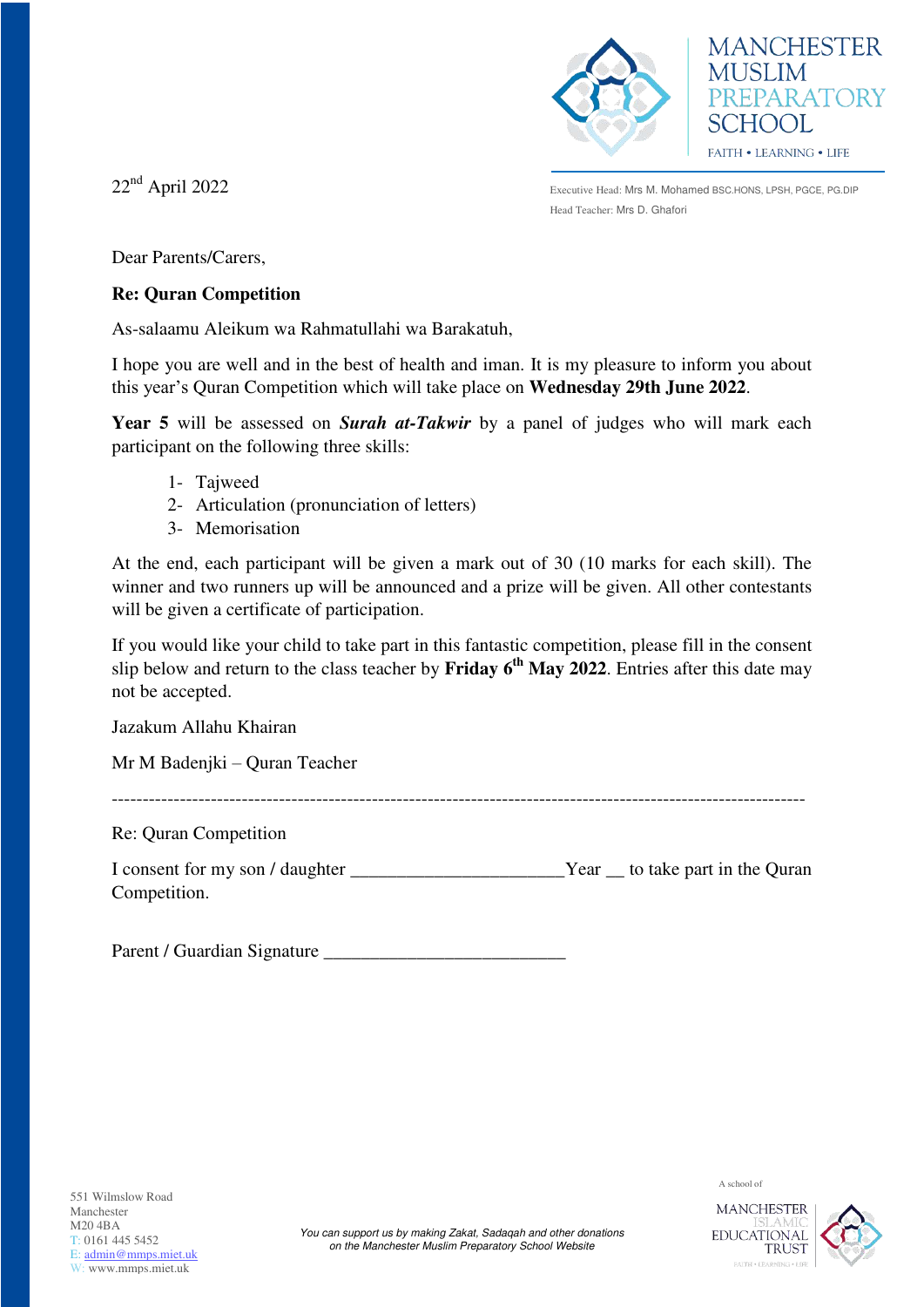MANCHESTER MUSLIM PREPARATORY SCHOOL

FAITH • LEARNING • LIFE

22nd April 2022

Executive Head: Mrs M. Mohamed BSC.HONS, LPSH, PGCE, PG.DIP
Head Teacher: Mrs D. Ghafori

Dear Parents/Carers,

**Re: Quran Competition**

As-salaamu Aleikum wa Rahmatullahi wa Barakatuh,

I hope you are well and in the best of health and iman. It is my pleasure to inform you about this year's Quran Competition which will take place on **Wednesday 29th June 2022**.

**Year 5** will be assessed on ***Surah at-Takwir*** by a panel of judges who will mark each participant on the following three skills:

1- Tajweed
2- Articulation (pronunciation of letters)
3- Memorisation

At the end, each participant will be given a mark out of 30 (10 marks for each skill). The winner and two runners up will be announced and a prize will be given. All other contestants will be given a certificate of participation.

If you would like your child to take part in this fantastic competition, please fill in the consent slip below and return to the class teacher by **Friday 6th May 2022**. Entries after this date may not be accepted.

Jazakum Allahu Khairan

Mr M Badenjki – Quran Teacher

---

Re: Quran Competition

I consent for my son / daughter _______________________Year __ to take part in the Quran Competition.

Parent / Guardian Signature __________________________

551 Wilmslow Road
Manchester
M20 4BA
T: 0161 445 5452
E: admin@mmps.miet.uk
W: www.mmps.miet.uk

*You can support us by making Zakat, Sadaqah and other donations on the Manchester Muslim Preparatory School Website*

A school of
MANCHESTER ISLAMIC EDUCATIONAL TRUST